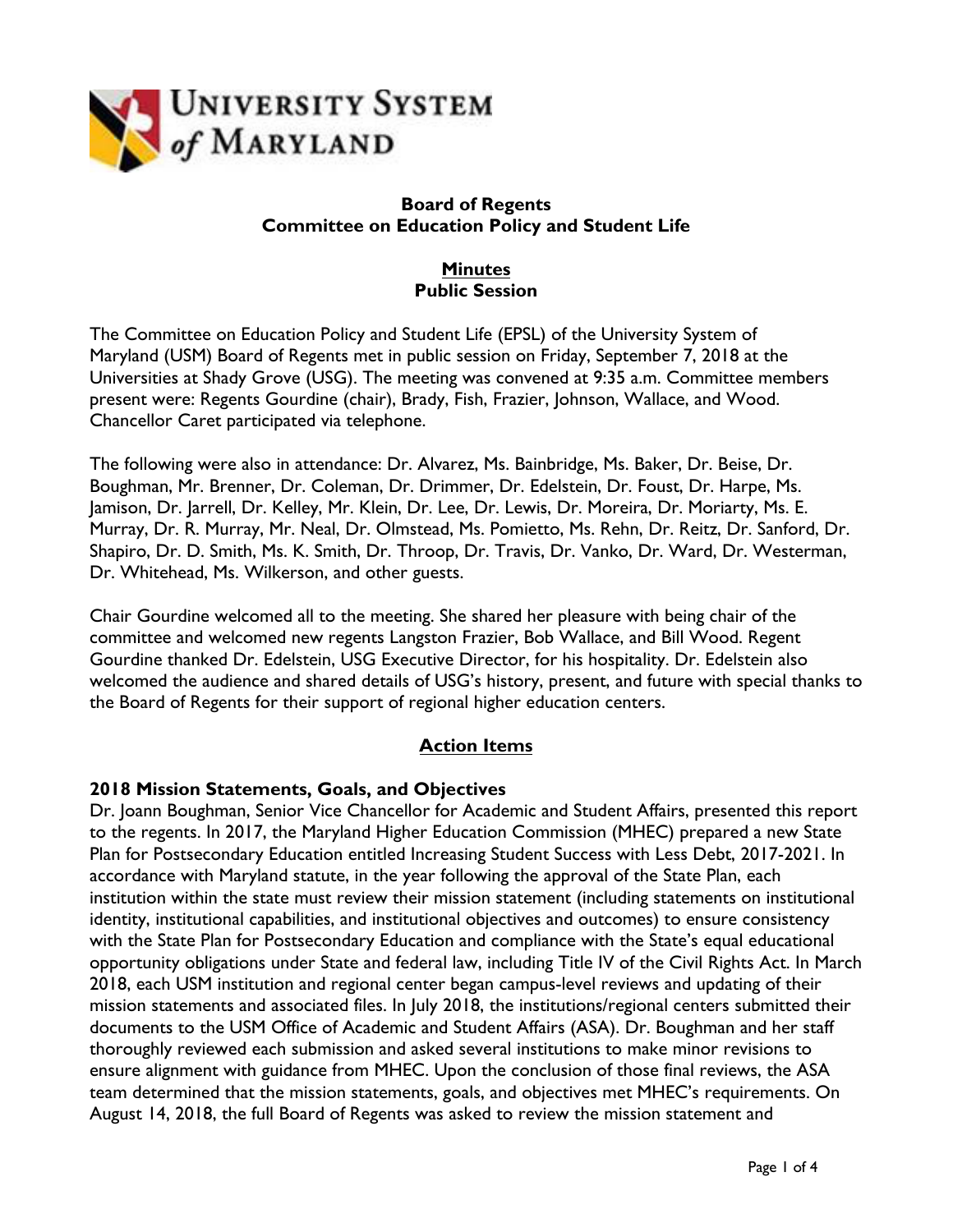University System of Maryland

**Board of Regents**
**Committee on Education Policy and Student Life**

**Minutes**
**Public Session**

The Committee on Education Policy and Student Life (EPSL) of the University System of Maryland (USM) Board of Regents met in public session on Friday, September 7, 2018 at the Universities at Shady Grove (USG). The meeting was convened at 9:35 a.m. Committee members present were: Regents Gourdine (chair), Brady, Fish, Frazier, Johnson, Wallace, and Wood. Chancellor Caret participated via telephone.

The following were also in attendance: Dr. Alvarez, Ms. Bainbridge, Ms. Baker, Dr. Beise, Dr. Boughman, Mr. Brenner, Dr. Coleman, Dr. Drimmer, Dr. Edelstein, Dr. Foust, Dr. Harpe, Ms. Jamison, Dr. Jarrell, Dr. Kelley, Mr. Klein, Dr. Lee, Dr. Lewis, Dr. Moreira, Dr. Moriarty, Ms. E. Murray, Dr. R. Murray, Mr. Neal, Dr. Olmstead, Ms. Pomietto, Ms. Rehn, Dr. Reitz, Dr. Sanford, Dr. Shapiro, Dr. D. Smith, Ms. K. Smith, Dr. Throop, Dr. Travis, Dr. Vanko, Dr. Ward, Dr. Westerman, Dr. Whitehead, Ms. Wilkerson, and other guests.

Chair Gourdine welcomed all to the meeting. She shared her pleasure with being chair of the committee and welcomed new regents Langston Frazier, Bob Wallace, and Bill Wood. Regent Gourdine thanked Dr. Edelstein, USG Executive Director, for his hospitality. Dr. Edelstein also welcomed the audience and shared details of USG's history, present, and future with special thanks to the Board of Regents for their support of regional higher education centers.

## Action Items

### 2018 Mission Statements, Goals, and Objectives

Dr. Joann Boughman, Senior Vice Chancellor for Academic and Student Affairs, presented this report to the regents. In 2017, the Maryland Higher Education Commission (MHEC) prepared a new State Plan for Postsecondary Education entitled Increasing Student Success with Less Debt, 2017-2021. In accordance with Maryland statute, in the year following the approval of the State Plan, each institution within the state must review their mission statement (including statements on institutional identity, institutional capabilities, and institutional objectives and outcomes) to ensure consistency with the State Plan for Postsecondary Education and compliance with the State's equal educational opportunity obligations under State and federal law, including Title IV of the Civil Rights Act. In March 2018, each USM institution and regional center began campus-level reviews and updating of their mission statements and associated files. In July 2018, the institutions/regional centers submitted their documents to the USM Office of Academic and Student Affairs (ASA). Dr. Boughman and her staff thoroughly reviewed each submission and asked several institutions to make minor revisions to ensure alignment with guidance from MHEC. Upon the conclusion of those final reviews, the ASA team determined that the mission statements, goals, and objectives met MHEC's requirements. On August 14, 2018, the full Board of Regents was asked to review the mission statement and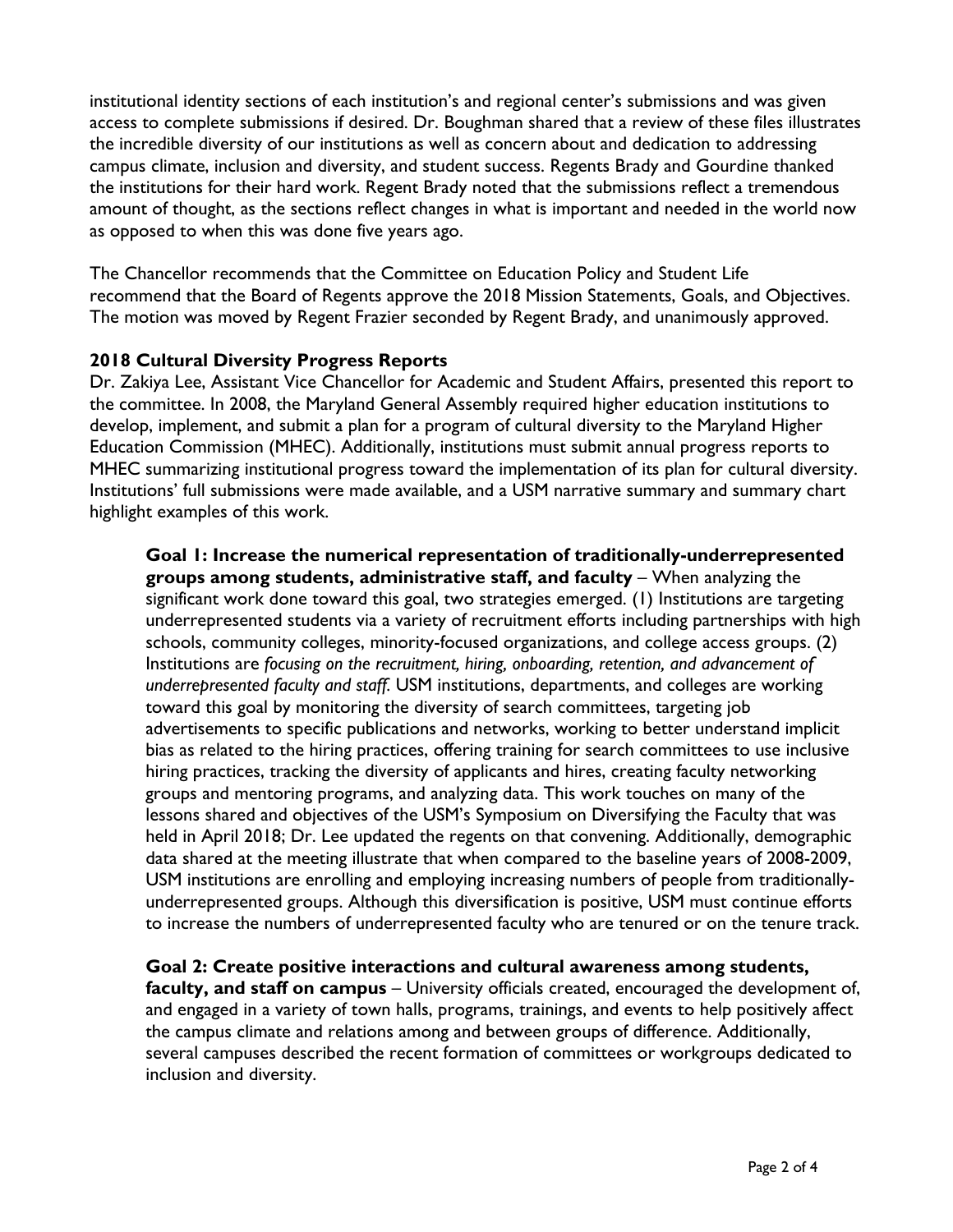institutional identity sections of each institution's and regional center's submissions and was given access to complete submissions if desired. Dr. Boughman shared that a review of these files illustrates the incredible diversity of our institutions as well as concern about and dedication to addressing campus climate, inclusion and diversity, and student success. Regents Brady and Gourdine thanked the institutions for their hard work. Regent Brady noted that the submissions reflect a tremendous amount of thought, as the sections reflect changes in what is important and needed in the world now as opposed to when this was done five years ago.

The Chancellor recommends that the Committee on Education Policy and Student Life recommend that the Board of Regents approve the 2018 Mission Statements, Goals, and Objectives. The motion was moved by Regent Frazier seconded by Regent Brady, and unanimously approved.

**2018 Cultural Diversity Progress Reports**

Dr. Zakiya Lee, Assistant Vice Chancellor for Academic and Student Affairs, presented this report to the committee. In 2008, the Maryland General Assembly required higher education institutions to develop, implement, and submit a plan for a program of cultural diversity to the Maryland Higher Education Commission (MHEC). Additionally, institutions must submit annual progress reports to MHEC summarizing institutional progress toward the implementation of its plan for cultural diversity. Institutions' full submissions were made available, and a USM narrative summary and summary chart highlight examples of this work.

> **Goal 1: Increase the numerical representation of traditionally-underrepresented groups among students, administrative staff, and faculty** – When analyzing the significant work done toward this goal, two strategies emerged. (1) Institutions are targeting underrepresented students via a variety of recruitment efforts including partnerships with high schools, community colleges, minority-focused organizations, and college access groups. (2) Institutions are *focusing on the recruitment, hiring, onboarding, retention, and advancement of underrepresented faculty and staff*. USM institutions, departments, and colleges are working toward this goal by monitoring the diversity of search committees, targeting job advertisements to specific publications and networks, working to better understand implicit bias as related to the hiring practices, offering training for search committees to use inclusive hiring practices, tracking the diversity of applicants and hires, creating faculty networking groups and mentoring programs, and analyzing data. This work touches on many of the lessons shared and objectives of the USM's Symposium on Diversifying the Faculty that was held in April 2018; Dr. Lee updated the regents on that convening. Additionally, demographic data shared at the meeting illustrate that when compared to the baseline years of 2008-2009, USM institutions are enrolling and employing increasing numbers of people from traditionally-underrepresented groups. Although this diversification is positive, USM must continue efforts to increase the numbers of underrepresented faculty who are tenured or on the tenure track.
>
> **Goal 2: Create positive interactions and cultural awareness among students, faculty, and staff on campus** – University officials created, encouraged the development of, and engaged in a variety of town halls, programs, trainings, and events to help positively affect the campus climate and relations among and between groups of difference. Additionally, several campuses described the recent formation of committees or workgroups dedicated to inclusion and diversity.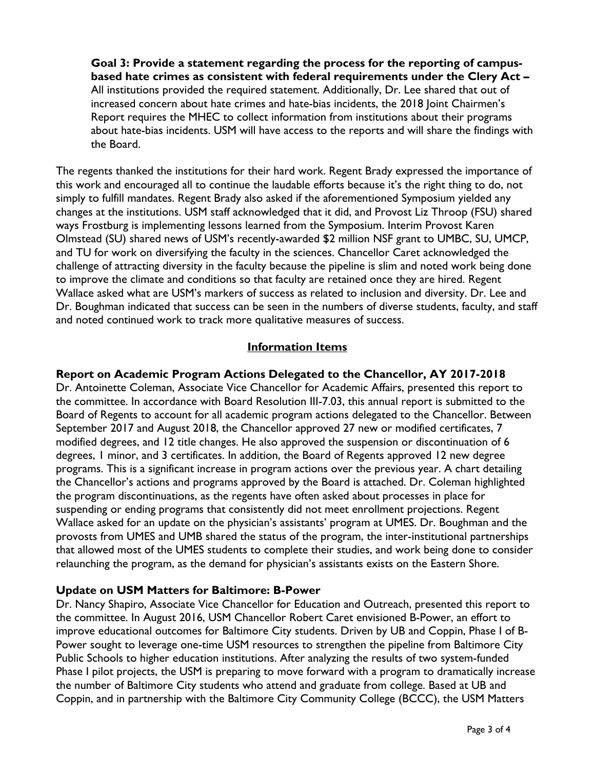**Goal 3: Provide a statement regarding the process for the reporting of campus-based hate crimes as consistent with federal requirements under the Clery Act –** All institutions provided the required statement. Additionally, Dr. Lee shared that out of increased concern about hate crimes and hate-bias incidents, the 2018 Joint Chairmen's Report requires the MHEC to collect information from institutions about their programs about hate-bias incidents. USM will have access to the reports and will share the findings with the Board.

The regents thanked the institutions for their hard work. Regent Brady expressed the importance of this work and encouraged all to continue the laudable efforts because it's the right thing to do, not simply to fulfill mandates. Regent Brady also asked if the aforementioned Symposium yielded any changes at the institutions. USM staff acknowledged that it did, and Provost Liz Throop (FSU) shared ways Frostburg is implementing lessons learned from the Symposium. Interim Provost Karen Olmstead (SU) shared news of USM's recently-awarded $2 million NSF grant to UMBC, SU, UMCP, and TU for work on diversifying the faculty in the sciences. Chancellor Caret acknowledged the challenge of attracting diversity in the faculty because the pipeline is slim and noted work being done to improve the climate and conditions so that faculty are retained once they are hired. Regent Wallace asked what are USM's markers of success as related to inclusion and diversity. Dr. Lee and Dr. Boughman indicated that success can be seen in the numbers of diverse students, faculty, and staff and noted continued work to track more qualitative measures of success.

## Information Items

**Report on Academic Program Actions Delegated to the Chancellor, AY 2017-2018**
Dr. Antoinette Coleman, Associate Vice Chancellor for Academic Affairs, presented this report to the committee. In accordance with Board Resolution III-7.03, this annual report is submitted to the Board of Regents to account for all academic program actions delegated to the Chancellor. Between September 2017 and August 2018, the Chancellor approved 27 new or modified certificates, 7 modified degrees, and 12 title changes. He also approved the suspension or discontinuation of 6 degrees, 1 minor, and 3 certificates. In addition, the Board of Regents approved 12 new degree programs. This is a significant increase in program actions over the previous year. A chart detailing the Chancellor's actions and programs approved by the Board is attached. Dr. Coleman highlighted the program discontinuations, as the regents have often asked about processes in place for suspending or ending programs that consistently did not meet enrollment projections. Regent Wallace asked for an update on the physician's assistants' program at UMES. Dr. Boughman and the provosts from UMES and UMB shared the status of the program, the inter-institutional partnerships that allowed most of the UMES students to complete their studies, and work being done to consider relaunching the program, as the demand for physician's assistants exists on the Eastern Shore.

**Update on USM Matters for Baltimore: B-Power**
Dr. Nancy Shapiro, Associate Vice Chancellor for Education and Outreach, presented this report to the committee. In August 2016, USM Chancellor Robert Caret envisioned B-Power, an effort to improve educational outcomes for Baltimore City students. Driven by UB and Coppin, Phase I of B-Power sought to leverage one-time USM resources to strengthen the pipeline from Baltimore City Public Schools to higher education institutions. After analyzing the results of two system-funded Phase I pilot projects, the USM is preparing to move forward with a program to dramatically increase the number of Baltimore City students who attend and graduate from college. Based at UB and Coppin, and in partnership with the Baltimore City Community College (BCCC), the USM Matters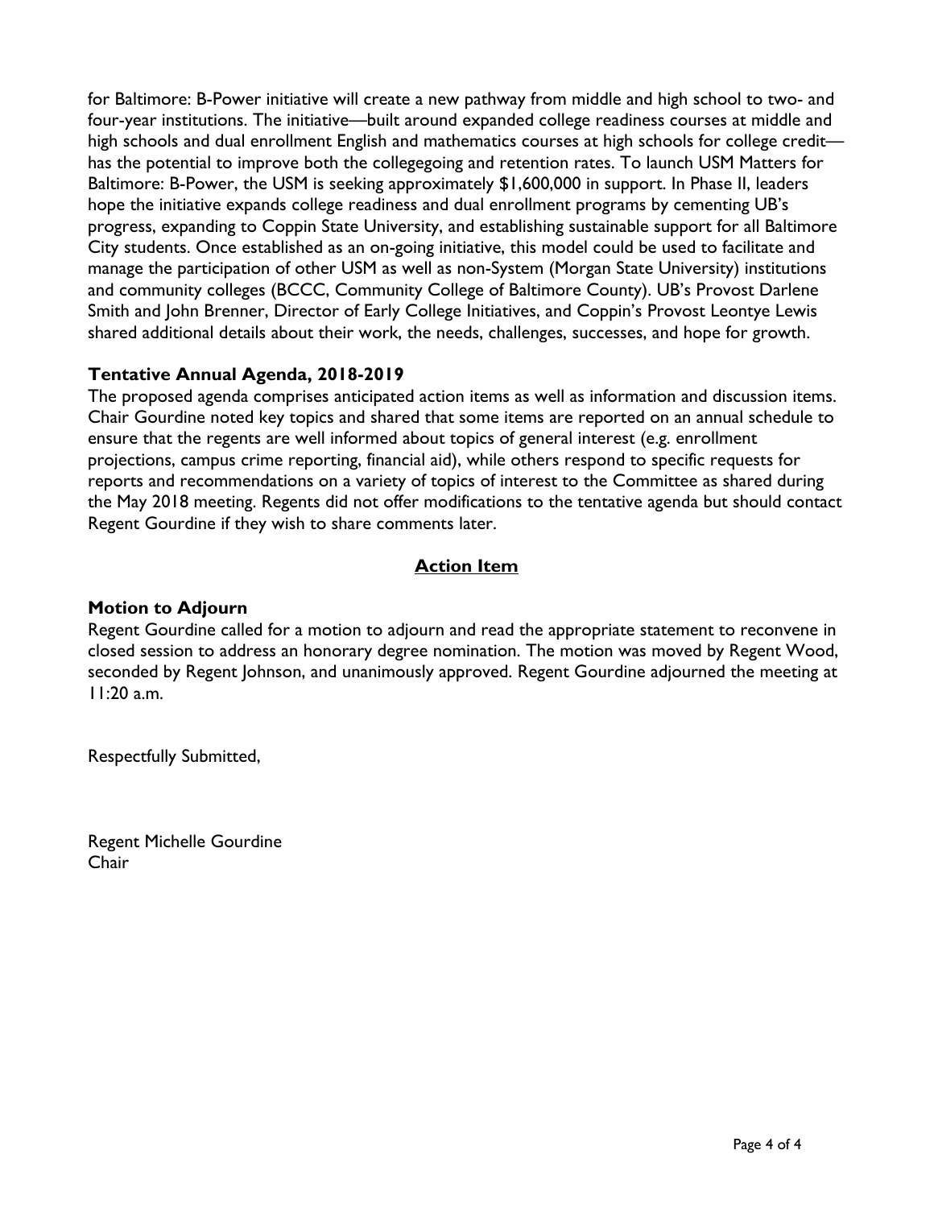for Baltimore: B-Power initiative will create a new pathway from middle and high school to two- and four-year institutions. The initiative—built around expanded college readiness courses at middle and high schools and dual enrollment English and mathematics courses at high schools for college credit—has the potential to improve both the collegegoing and retention rates. To launch USM Matters for Baltimore: B-Power, the USM is seeking approximately $1,600,000 in support. In Phase II, leaders hope the initiative expands college readiness and dual enrollment programs by cementing UB's progress, expanding to Coppin State University, and establishing sustainable support for all Baltimore City students. Once established as an on-going initiative, this model could be used to facilitate and manage the participation of other USM as well as non-System (Morgan State University) institutions and community colleges (BCCC, Community College of Baltimore County). UB's Provost Darlene Smith and John Brenner, Director of Early College Initiatives, and Coppin's Provost Leontye Lewis shared additional details about their work, the needs, challenges, successes, and hope for growth.

**Tentative Annual Agenda, 2018-2019**

The proposed agenda comprises anticipated action items as well as information and discussion items. Chair Gourdine noted key topics and shared that some items are reported on an annual schedule to ensure that the regents are well informed about topics of general interest (e.g. enrollment projections, campus crime reporting, financial aid), while others respond to specific requests for reports and recommendations on a variety of topics of interest to the Committee as shared during the May 2018 meeting. Regents did not offer modifications to the tentative agenda but should contact Regent Gourdine if they wish to share comments later.

## Action Item

**Motion to Adjourn**

Regent Gourdine called for a motion to adjourn and read the appropriate statement to reconvene in closed session to address an honorary degree nomination. The motion was moved by Regent Wood, seconded by Regent Johnson, and unanimously approved. Regent Gourdine adjourned the meeting at 11:20 a.m.

Respectfully Submitted,

Regent Michelle Gourdine
Chair